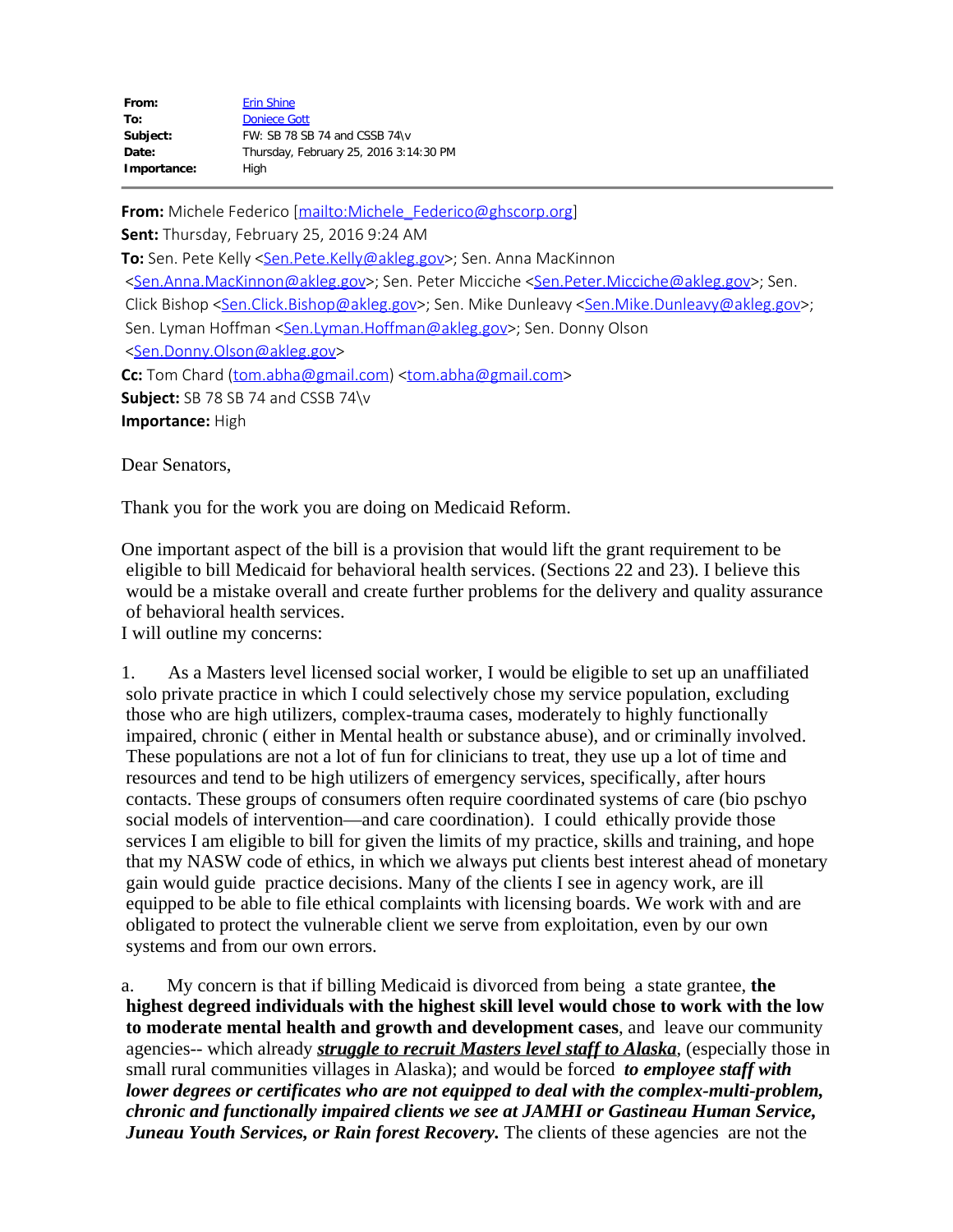| | |
|---|---|
| **From:** | Erin Shine |
| **To:** | Doniece Gott |
| **Subject:** | FW: SB 78 SB 74 and CSSB 74\v |
| **Date:** | Thursday, February 25, 2016 3:14:30 PM |
| **Importance:** | High |

---

**From:** Michele Federico [mailto:Michele_Federico@ghscorp.org]
**Sent:** Thursday, February 25, 2016 9:24 AM
**To:** Sen. Pete Kelly <Sen.Pete.Kelly@akleg.gov>; Sen. Anna MacKinnon <Sen.Anna.MacKinnon@akleg.gov>; Sen. Peter Micciche <Sen.Peter.Micciche@akleg.gov>; Sen. Click Bishop <Sen.Click.Bishop@akleg.gov>; Sen. Mike Dunleavy <Sen.Mike.Dunleavy@akleg.gov>; Sen. Lyman Hoffman <Sen.Lyman.Hoffman@akleg.gov>; Sen. Donny Olson <Sen.Donny.Olson@akleg.gov>
**Cc:** Tom Chard (tom.abha@gmail.com) <tom.abha@gmail.com>
**Subject:** SB 78 SB 74 and CSSB 74\v
**Importance:** High

Dear Senators,

Thank you for the work you are doing on Medicaid Reform.

One important aspect of the bill is a provision that would lift the grant requirement to be eligible to bill Medicaid for behavioral health services. (Sections 22 and 23). I believe this would be a mistake overall and create further problems for the delivery and quality assurance of behavioral health services.
I will outline my concerns:

1. As a Masters level licensed social worker, I would be eligible to set up an unaffiliated solo private practice in which I could selectively chose my service population, excluding those who are high utilizers, complex-trauma cases, moderately to highly functionally impaired, chronic ( either in Mental health or substance abuse), and or criminally involved. These populations are not a lot of fun for clinicians to treat, they use up a lot of time and resources and tend to be high utilizers of emergency services, specifically, after hours contacts. These groups of consumers often require coordinated systems of care (bio pschyo social models of intervention—and care coordination). I could ethically provide those services I am eligible to bill for given the limits of my practice, skills and training, and hope that my NASW code of ethics, in which we always put clients best interest ahead of monetary gain would guide practice decisions. Many of the clients I see in agency work, are ill equipped to be able to file ethical complaints with licensing boards. We work with and are obligated to protect the vulnerable client we serve from exploitation, even by our own systems and from our own errors.

a. My concern is that if billing Medicaid is divorced from being a state grantee, **the highest degreed individuals with the highest skill level would chose to work with the low to moderate mental health and growth and development cases**, and leave our community agencies-- which already ***struggle to recruit Masters level staff to Alaska***, (especially those in small rural communities villages in Alaska); and would be forced ***to employee staff with lower degrees or certificates who are not equipped to deal with the complex-multi-problem, chronic and functionally impaired clients we see at JAMHI or Gastineau Human Service, Juneau Youth Services, or Rain forest Recovery.*** The clients of these agencies are not the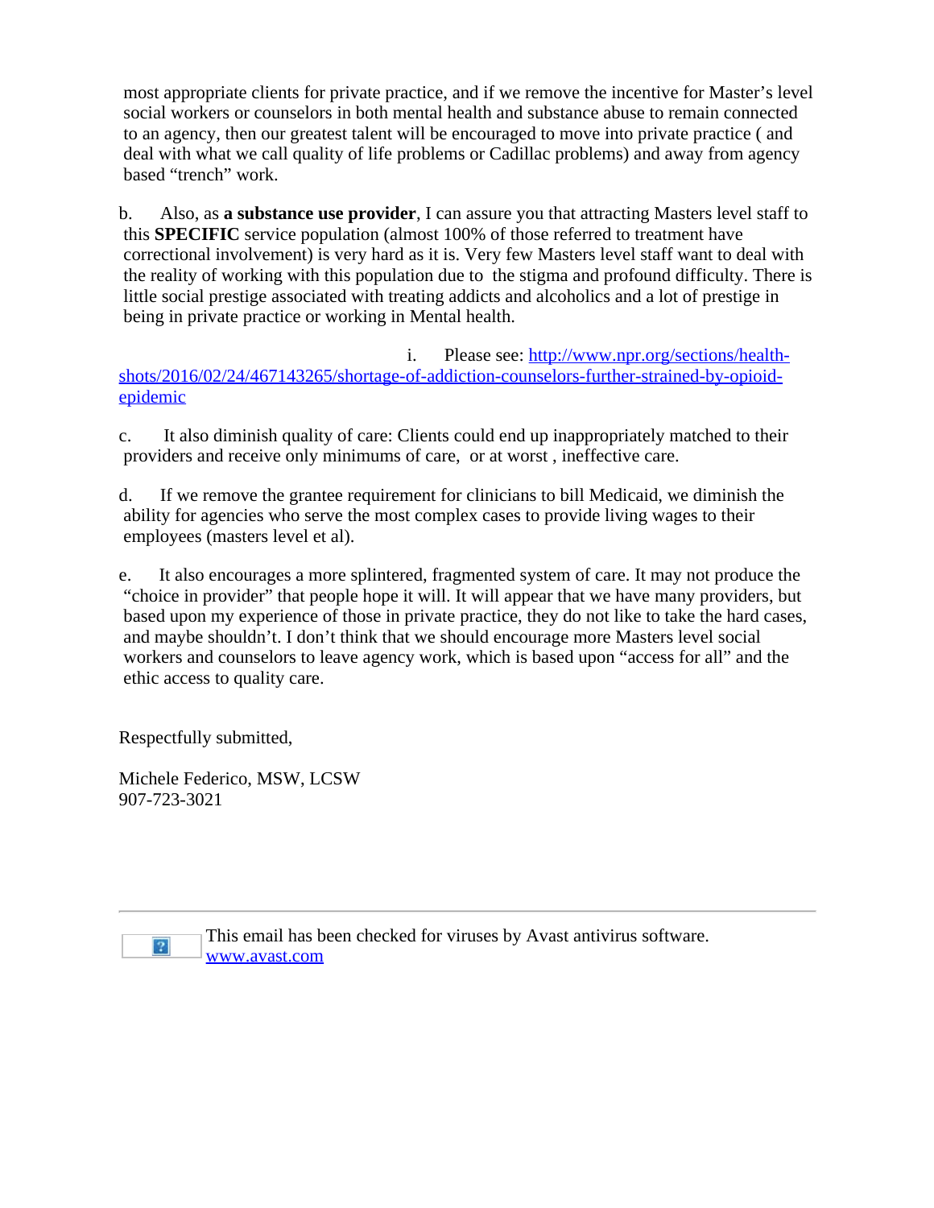most appropriate clients for private practice, and if we remove the incentive for Master's level social workers or counselors in both mental health and substance abuse to remain connected to an agency, then our greatest talent will be encouraged to move into private practice ( and deal with what we call quality of life problems or Cadillac problems) and away from agency based "trench" work.

b. Also, as **a substance use provider**, I can assure you that attracting Masters level staff to this **SPECIFIC** service population (almost 100% of those referred to treatment have correctional involvement) is very hard as it is. Very few Masters level staff want to deal with the reality of working with this population due to the stigma and profound difficulty. There is little social prestige associated with treating addicts and alcoholics and a lot of prestige in being in private practice or working in Mental health.

i. Please see: [http://www.npr.org/sections/health-shots/2016/02/24/467143265/shortage-of-addiction-counselors-further-strained-by-opioid-epidemic](http://www.npr.org/sections/health-shots/2016/02/24/467143265/shortage-of-addiction-counselors-further-strained-by-opioid-epidemic)

c. It also diminish quality of care: Clients could end up inappropriately matched to their providers and receive only minimums of care, or at worst , ineffective care.

d. If we remove the grantee requirement for clinicians to bill Medicaid, we diminish the ability for agencies who serve the most complex cases to provide living wages to their employees (masters level et al).

e. It also encourages a more splintered, fragmented system of care. It may not produce the "choice in provider" that people hope it will. It will appear that we have many providers, but based upon my experience of those in private practice, they do not like to take the hard cases, and maybe shouldn't. I don't think that we should encourage more Masters level social workers and counselors to leave agency work, which is based upon "access for all" and the ethic access to quality care.

Respectfully submitted,

Michele Federico, MSW, LCSW
907-723-3021

---

This email has been checked for viruses by Avast antivirus software.
[www.avast.com](www.avast.com)